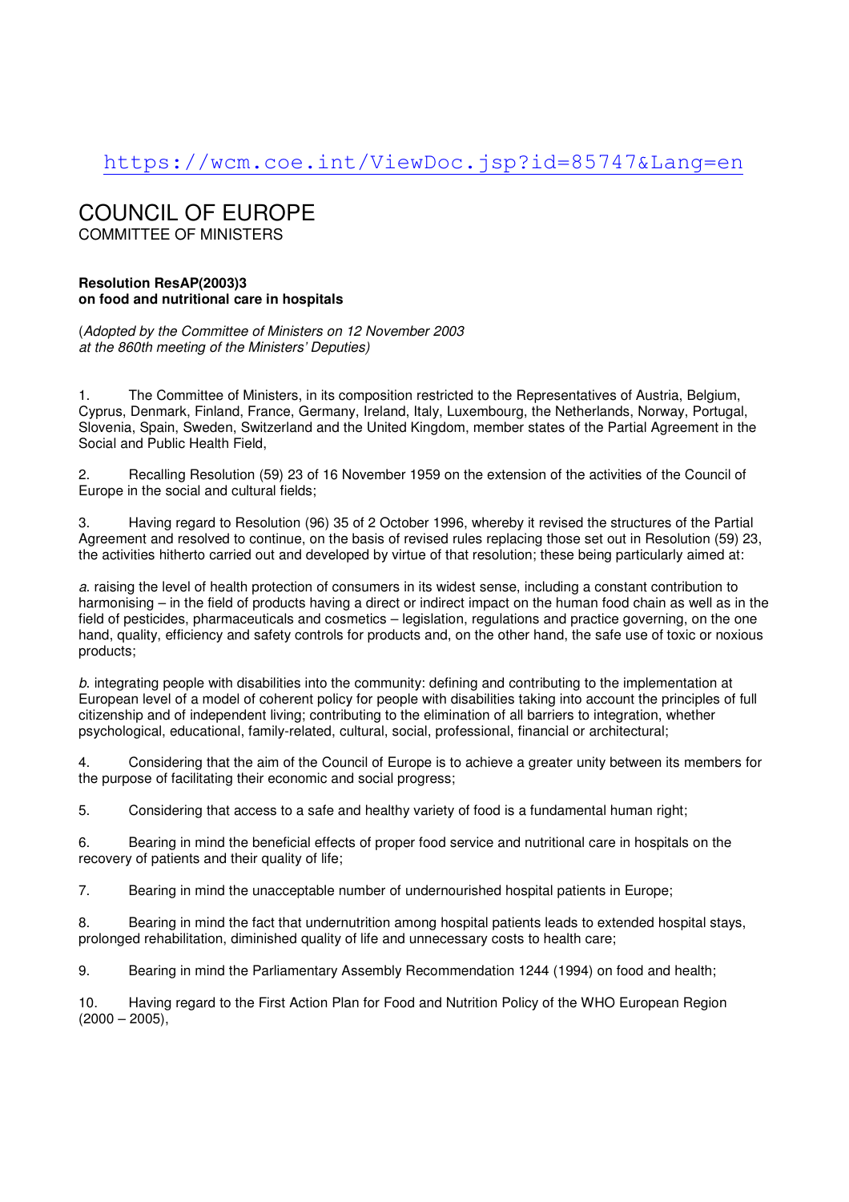https://wcm.coe.int/ViewDoc.jsp?id=85747&Lang=en

# COUNCIL OF EUROPE

COMMITTEE OF MINISTERS

**Resolution ResAP(2003)3**
**on food and nutritional care in hospitals**

(*Adopted by the Committee of Ministers on 12 November 2003*
*at the 860th meeting of the Ministers' Deputies*)

1. The Committee of Ministers, in its composition restricted to the Representatives of Austria, Belgium, Cyprus, Denmark, Finland, France, Germany, Ireland, Italy, Luxembourg, the Netherlands, Norway, Portugal, Slovenia, Spain, Sweden, Switzerland and the United Kingdom, member states of the Partial Agreement in the Social and Public Health Field,

2. Recalling Resolution (59) 23 of 16 November 1959 on the extension of the activities of the Council of Europe in the social and cultural fields;

3. Having regard to Resolution (96) 35 of 2 October 1996, whereby it revised the structures of the Partial Agreement and resolved to continue, on the basis of revised rules replacing those set out in Resolution (59) 23, the activities hitherto carried out and developed by virtue of that resolution; these being particularly aimed at:

*a*. raising the level of health protection of consumers in its widest sense, including a constant contribution to harmonising – in the field of products having a direct or indirect impact on the human food chain as well as in the field of pesticides, pharmaceuticals and cosmetics – legislation, regulations and practice governing, on the one hand, quality, efficiency and safety controls for products and, on the other hand, the safe use of toxic or noxious products;

*b*. integrating people with disabilities into the community: defining and contributing to the implementation at European level of a model of coherent policy for people with disabilities taking into account the principles of full citizenship and of independent living; contributing to the elimination of all barriers to integration, whether psychological, educational, family-related, cultural, social, professional, financial or architectural;

4. Considering that the aim of the Council of Europe is to achieve a greater unity between its members for the purpose of facilitating their economic and social progress;

5. Considering that access to a safe and healthy variety of food is a fundamental human right;

6. Bearing in mind the beneficial effects of proper food service and nutritional care in hospitals on the recovery of patients and their quality of life;

7. Bearing in mind the unacceptable number of undernourished hospital patients in Europe;

8. Bearing in mind the fact that undernutrition among hospital patients leads to extended hospital stays, prolonged rehabilitation, diminished quality of life and unnecessary costs to health care;

9. Bearing in mind the Parliamentary Assembly Recommendation 1244 (1994) on food and health;

10. Having regard to the First Action Plan for Food and Nutrition Policy of the WHO European Region (2000 – 2005),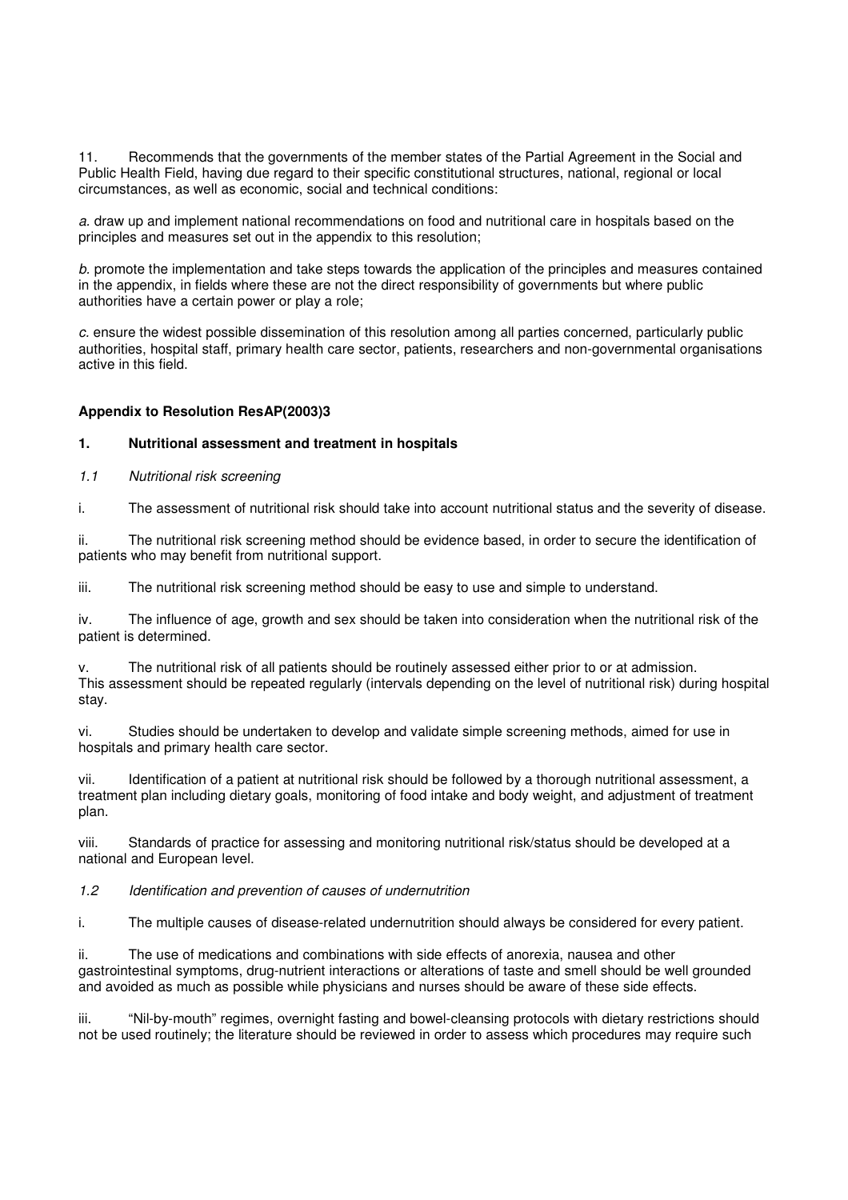11. Recommends that the governments of the member states of the Partial Agreement in the Social and Public Health Field, having due regard to their specific constitutional structures, national, regional or local circumstances, as well as economic, social and technical conditions:

*a.* draw up and implement national recommendations on food and nutritional care in hospitals based on the principles and measures set out in the appendix to this resolution;

*b.* promote the implementation and take steps towards the application of the principles and measures contained in the appendix, in fields where these are not the direct responsibility of governments but where public authorities have a certain power or play a role;

*c.* ensure the widest possible dissemination of this resolution among all parties concerned, particularly public authorities, hospital staff, primary health care sector, patients, researchers and non-governmental organisations active in this field.

**Appendix to Resolution ResAP(2003)3**

## 1. Nutritional assessment and treatment in hospitals

### *1.1 Nutritional risk screening*

i. The assessment of nutritional risk should take into account nutritional status and the severity of disease.

ii. The nutritional risk screening method should be evidence based, in order to secure the identification of patients who may benefit from nutritional support.

iii. The nutritional risk screening method should be easy to use and simple to understand.

iv. The influence of age, growth and sex should be taken into consideration when the nutritional risk of the patient is determined.

v. The nutritional risk of all patients should be routinely assessed either prior to or at admission. This assessment should be repeated regularly (intervals depending on the level of nutritional risk) during hospital stay.

vi. Studies should be undertaken to develop and validate simple screening methods, aimed for use in hospitals and primary health care sector.

vii. Identification of a patient at nutritional risk should be followed by a thorough nutritional assessment, a treatment plan including dietary goals, monitoring of food intake and body weight, and adjustment of treatment plan.

viii. Standards of practice for assessing and monitoring nutritional risk/status should be developed at a national and European level.

### *1.2 Identification and prevention of causes of undernutrition*

i. The multiple causes of disease-related undernutrition should always be considered for every patient.

ii. The use of medications and combinations with side effects of anorexia, nausea and other gastrointestinal symptoms, drug-nutrient interactions or alterations of taste and smell should be well grounded and avoided as much as possible while physicians and nurses should be aware of these side effects.

iii. "Nil-by-mouth" regimes, overnight fasting and bowel-cleansing protocols with dietary restrictions should not be used routinely; the literature should be reviewed in order to assess which procedures may require such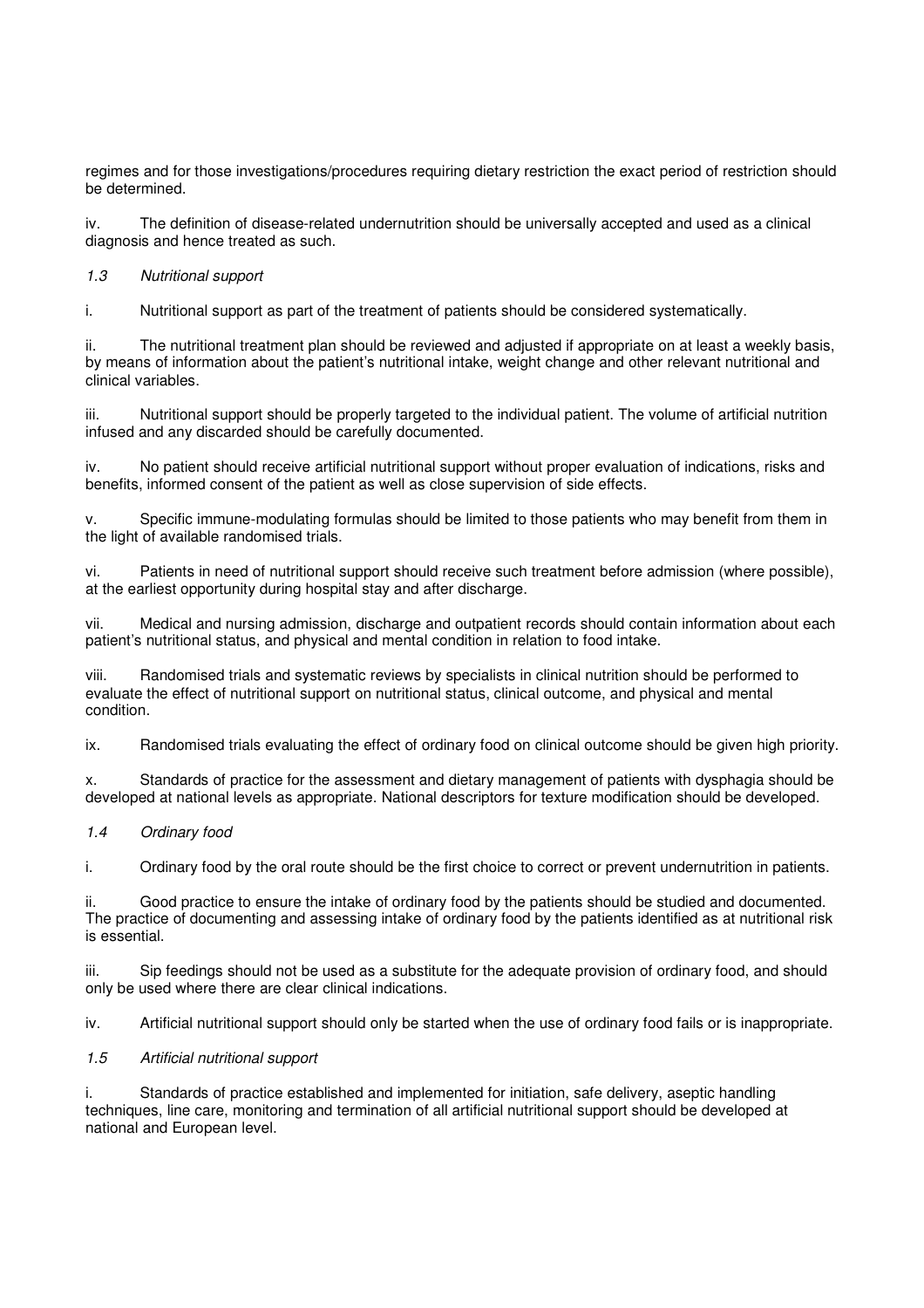regimes and for those investigations/procedures requiring dietary restriction the exact period of restriction should be determined.

iv. The definition of disease-related undernutrition should be universally accepted and used as a clinical diagnosis and hence treated as such.

### *1.3 Nutritional support*

i. Nutritional support as part of the treatment of patients should be considered systematically.

ii. The nutritional treatment plan should be reviewed and adjusted if appropriate on at least a weekly basis, by means of information about the patient's nutritional intake, weight change and other relevant nutritional and clinical variables.

iii. Nutritional support should be properly targeted to the individual patient. The volume of artificial nutrition infused and any discarded should be carefully documented.

iv. No patient should receive artificial nutritional support without proper evaluation of indications, risks and benefits, informed consent of the patient as well as close supervision of side effects.

v. Specific immune-modulating formulas should be limited to those patients who may benefit from them in the light of available randomised trials.

vi. Patients in need of nutritional support should receive such treatment before admission (where possible), at the earliest opportunity during hospital stay and after discharge.

vii. Medical and nursing admission, discharge and outpatient records should contain information about each patient's nutritional status, and physical and mental condition in relation to food intake.

viii. Randomised trials and systematic reviews by specialists in clinical nutrition should be performed to evaluate the effect of nutritional support on nutritional status, clinical outcome, and physical and mental condition.

ix. Randomised trials evaluating the effect of ordinary food on clinical outcome should be given high priority.

x. Standards of practice for the assessment and dietary management of patients with dysphagia should be developed at national levels as appropriate. National descriptors for texture modification should be developed.

### *1.4 Ordinary food*

i. Ordinary food by the oral route should be the first choice to correct or prevent undernutrition in patients.

ii. Good practice to ensure the intake of ordinary food by the patients should be studied and documented. The practice of documenting and assessing intake of ordinary food by the patients identified as at nutritional risk is essential.

iii. Sip feedings should not be used as a substitute for the adequate provision of ordinary food, and should only be used where there are clear clinical indications.

iv. Artificial nutritional support should only be started when the use of ordinary food fails or is inappropriate.

### *1.5 Artificial nutritional support*

i. Standards of practice established and implemented for initiation, safe delivery, aseptic handling techniques, line care, monitoring and termination of all artificial nutritional support should be developed at national and European level.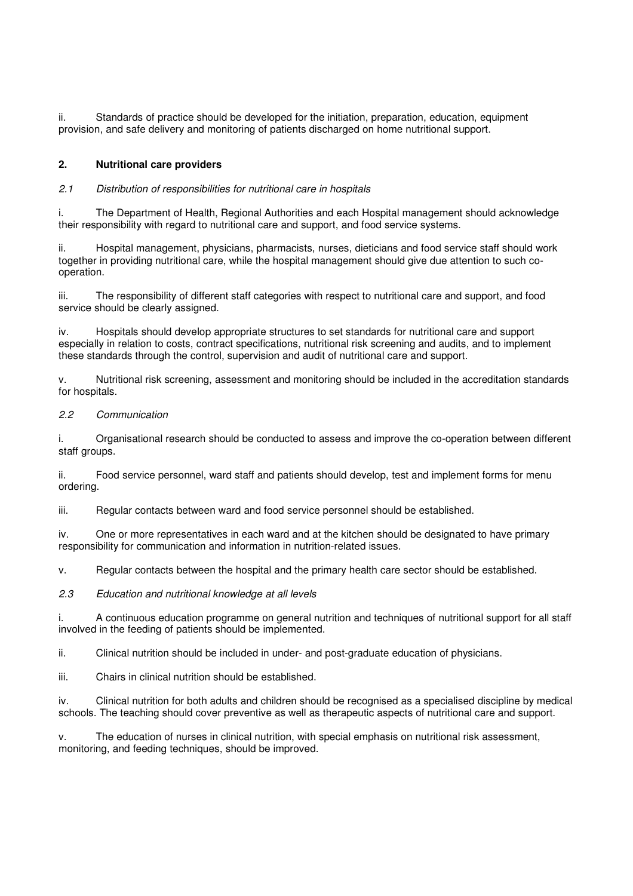ii. Standards of practice should be developed for the initiation, preparation, education, equipment provision, and safe delivery and monitoring of patients discharged on home nutritional support.

## 2. Nutritional care providers

*2.1 Distribution of responsibilities for nutritional care in hospitals*

i. The Department of Health, Regional Authorities and each Hospital management should acknowledge their responsibility with regard to nutritional care and support, and food service systems.

ii. Hospital management, physicians, pharmacists, nurses, dieticians and food service staff should work together in providing nutritional care, while the hospital management should give due attention to such co-operation.

iii. The responsibility of different staff categories with respect to nutritional care and support, and food service should be clearly assigned.

iv. Hospitals should develop appropriate structures to set standards for nutritional care and support especially in relation to costs, contract specifications, nutritional risk screening and audits, and to implement these standards through the control, supervision and audit of nutritional care and support.

v. Nutritional risk screening, assessment and monitoring should be included in the accreditation standards for hospitals.

*2.2 Communication*

i. Organisational research should be conducted to assess and improve the co-operation between different staff groups.

ii. Food service personnel, ward staff and patients should develop, test and implement forms for menu ordering.

iii. Regular contacts between ward and food service personnel should be established.

iv. One or more representatives in each ward and at the kitchen should be designated to have primary responsibility for communication and information in nutrition-related issues.

v. Regular contacts between the hospital and the primary health care sector should be established.

*2.3 Education and nutritional knowledge at all levels*

i. A continuous education programme on general nutrition and techniques of nutritional support for all staff involved in the feeding of patients should be implemented.

ii. Clinical nutrition should be included in under- and post-graduate education of physicians.

iii. Chairs in clinical nutrition should be established.

iv. Clinical nutrition for both adults and children should be recognised as a specialised discipline by medical schools. The teaching should cover preventive as well as therapeutic aspects of nutritional care and support.

v. The education of nurses in clinical nutrition, with special emphasis on nutritional risk assessment, monitoring, and feeding techniques, should be improved.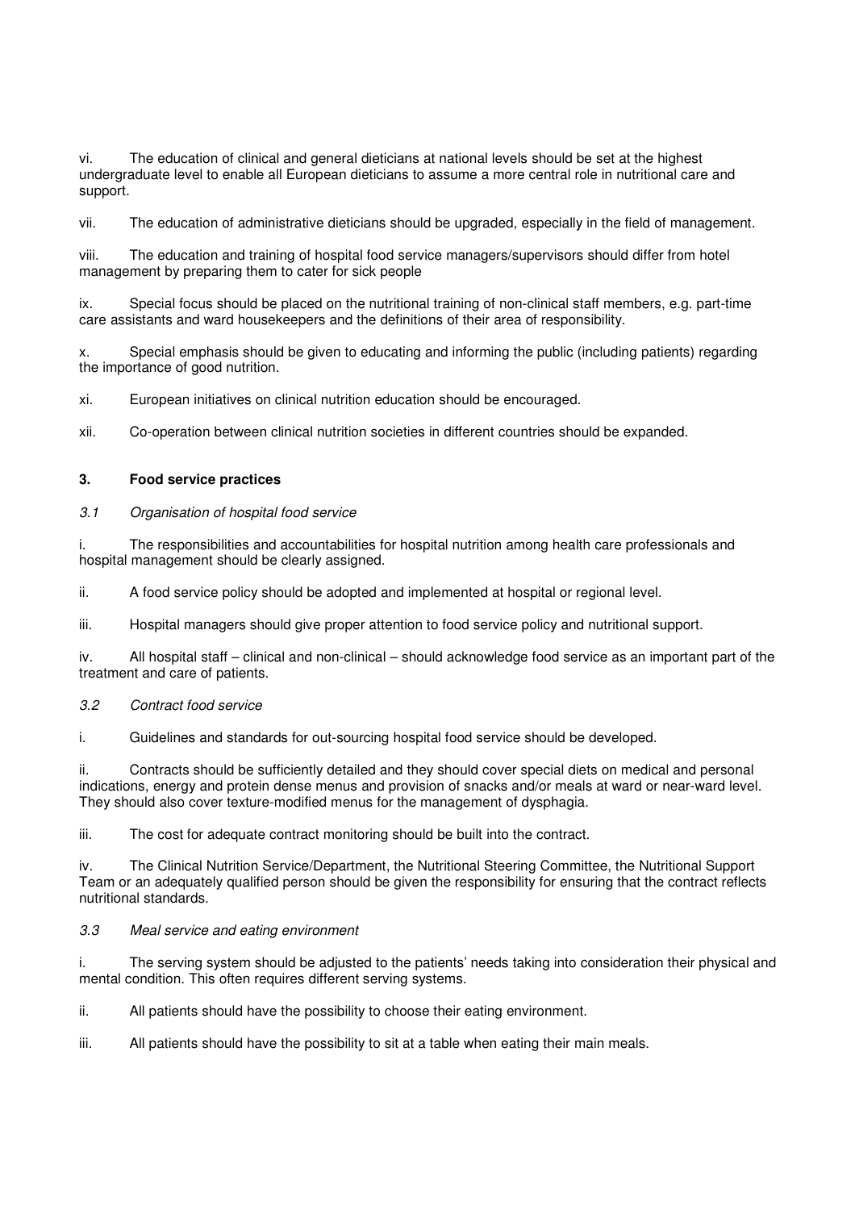vi. The education of clinical and general dieticians at national levels should be set at the highest undergraduate level to enable all European dieticians to assume a more central role in nutritional care and support.

vii. The education of administrative dieticians should be upgraded, especially in the field of management.

viii. The education and training of hospital food service managers/supervisors should differ from hotel management by preparing them to cater for sick people

ix. Special focus should be placed on the nutritional training of non-clinical staff members, e.g. part-time care assistants and ward housekeepers and the definitions of their area of responsibility.

x. Special emphasis should be given to educating and informing the public (including patients) regarding the importance of good nutrition.

xi. European initiatives on clinical nutrition education should be encouraged.

xii. Co-operation between clinical nutrition societies in different countries should be expanded.

### 3. Food service practices

#### *3.1 Organisation of hospital food service*

i. The responsibilities and accountabilities for hospital nutrition among health care professionals and hospital management should be clearly assigned.

ii. A food service policy should be adopted and implemented at hospital or regional level.

iii. Hospital managers should give proper attention to food service policy and nutritional support.

iv. All hospital staff – clinical and non-clinical – should acknowledge food service as an important part of the treatment and care of patients.

#### *3.2 Contract food service*

i. Guidelines and standards for out-sourcing hospital food service should be developed.

ii. Contracts should be sufficiently detailed and they should cover special diets on medical and personal indications, energy and protein dense menus and provision of snacks and/or meals at ward or near-ward level. They should also cover texture-modified menus for the management of dysphagia.

iii. The cost for adequate contract monitoring should be built into the contract.

iv. The Clinical Nutrition Service/Department, the Nutritional Steering Committee, the Nutritional Support Team or an adequately qualified person should be given the responsibility for ensuring that the contract reflects nutritional standards.

#### *3.3 Meal service and eating environment*

i. The serving system should be adjusted to the patients' needs taking into consideration their physical and mental condition. This often requires different serving systems.

ii. All patients should have the possibility to choose their eating environment.

iii. All patients should have the possibility to sit at a table when eating their main meals.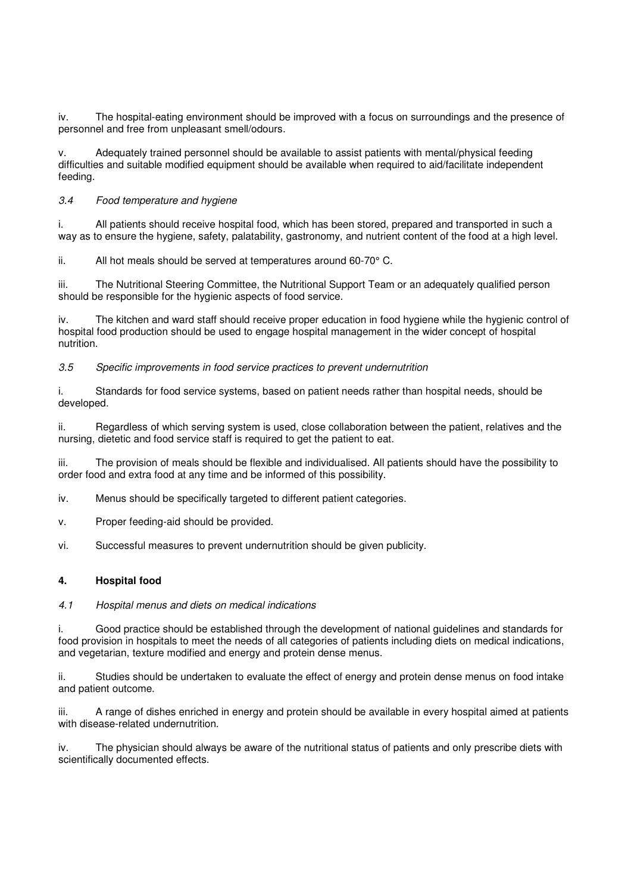iv. The hospital-eating environment should be improved with a focus on surroundings and the presence of personnel and free from unpleasant smell/odours.

v. Adequately trained personnel should be available to assist patients with mental/physical feeding difficulties and suitable modified equipment should be available when required to aid/facilitate independent feeding.

*3.4 Food temperature and hygiene*

i. All patients should receive hospital food, which has been stored, prepared and transported in such a way as to ensure the hygiene, safety, palatability, gastronomy, and nutrient content of the food at a high level.

ii. All hot meals should be served at temperatures around 60-70° C.

iii. The Nutritional Steering Committee, the Nutritional Support Team or an adequately qualified person should be responsible for the hygienic aspects of food service.

iv. The kitchen and ward staff should receive proper education in food hygiene while the hygienic control of hospital food production should be used to engage hospital management in the wider concept of hospital nutrition.

*3.5 Specific improvements in food service practices to prevent undernutrition*

i. Standards for food service systems, based on patient needs rather than hospital needs, should be developed.

ii. Regardless of which serving system is used, close collaboration between the patient, relatives and the nursing, dietetic and food service staff is required to get the patient to eat.

iii. The provision of meals should be flexible and individualised. All patients should have the possibility to order food and extra food at any time and be informed of this possibility.

iv. Menus should be specifically targeted to different patient categories.

v. Proper feeding-aid should be provided.

vi. Successful measures to prevent undernutrition should be given publicity.

## 4. Hospital food

*4.1 Hospital menus and diets on medical indications*

i. Good practice should be established through the development of national guidelines and standards for food provision in hospitals to meet the needs of all categories of patients including diets on medical indications, and vegetarian, texture modified and energy and protein dense menus.

ii. Studies should be undertaken to evaluate the effect of energy and protein dense menus on food intake and patient outcome.

iii. A range of dishes enriched in energy and protein should be available in every hospital aimed at patients with disease-related undernutrition.

iv. The physician should always be aware of the nutritional status of patients and only prescribe diets with scientifically documented effects.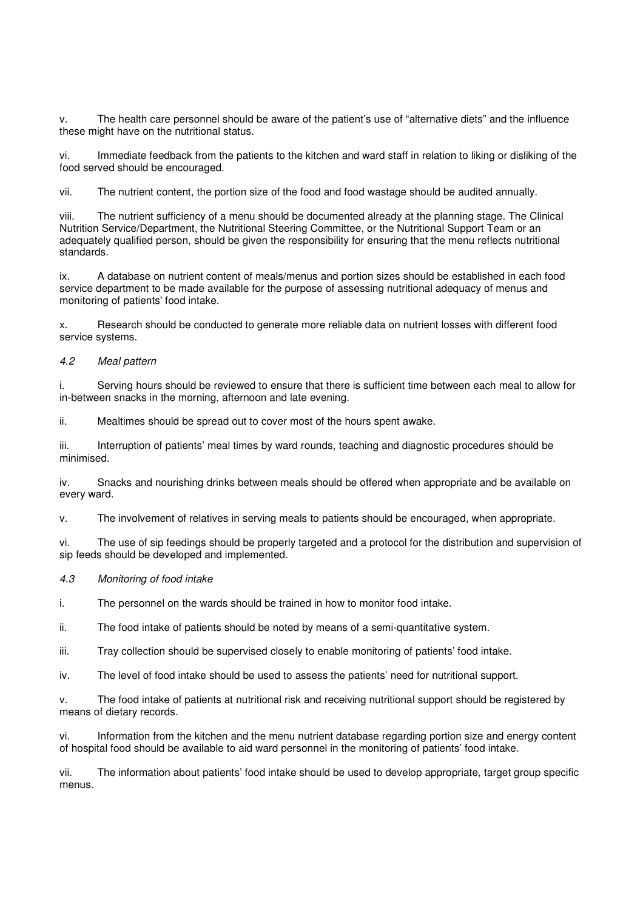v. The health care personnel should be aware of the patient's use of "alternative diets" and the influence these might have on the nutritional status.

vi. Immediate feedback from the patients to the kitchen and ward staff in relation to liking or disliking of the food served should be encouraged.

vii. The nutrient content, the portion size of the food and food wastage should be audited annually.

viii. The nutrient sufficiency of a menu should be documented already at the planning stage. The Clinical Nutrition Service/Department, the Nutritional Steering Committee, or the Nutritional Support Team or an adequately qualified person, should be given the responsibility for ensuring that the menu reflects nutritional standards.

ix. A database on nutrient content of meals/menus and portion sizes should be established in each food service department to be made available for the purpose of assessing nutritional adequacy of menus and monitoring of patients' food intake.

x. Research should be conducted to generate more reliable data on nutrient losses with different food service systems.

### *4.2 Meal pattern*

i. Serving hours should be reviewed to ensure that there is sufficient time between each meal to allow for in-between snacks in the morning, afternoon and late evening.

ii. Mealtimes should be spread out to cover most of the hours spent awake.

iii. Interruption of patients' meal times by ward rounds, teaching and diagnostic procedures should be minimised.

iv. Snacks and nourishing drinks between meals should be offered when appropriate and be available on every ward.

v. The involvement of relatives in serving meals to patients should be encouraged, when appropriate.

vi. The use of sip feedings should be properly targeted and a protocol for the distribution and supervision of sip feeds should be developed and implemented.

### *4.3 Monitoring of food intake*

i. The personnel on the wards should be trained in how to monitor food intake.

ii. The food intake of patients should be noted by means of a semi-quantitative system.

iii. Tray collection should be supervised closely to enable monitoring of patients' food intake.

iv. The level of food intake should be used to assess the patients' need for nutritional support.

v. The food intake of patients at nutritional risk and receiving nutritional support should be registered by means of dietary records.

vi. Information from the kitchen and the menu nutrient database regarding portion size and energy content of hospital food should be available to aid ward personnel in the monitoring of patients' food intake.

vii. The information about patients' food intake should be used to develop appropriate, target group specific menus.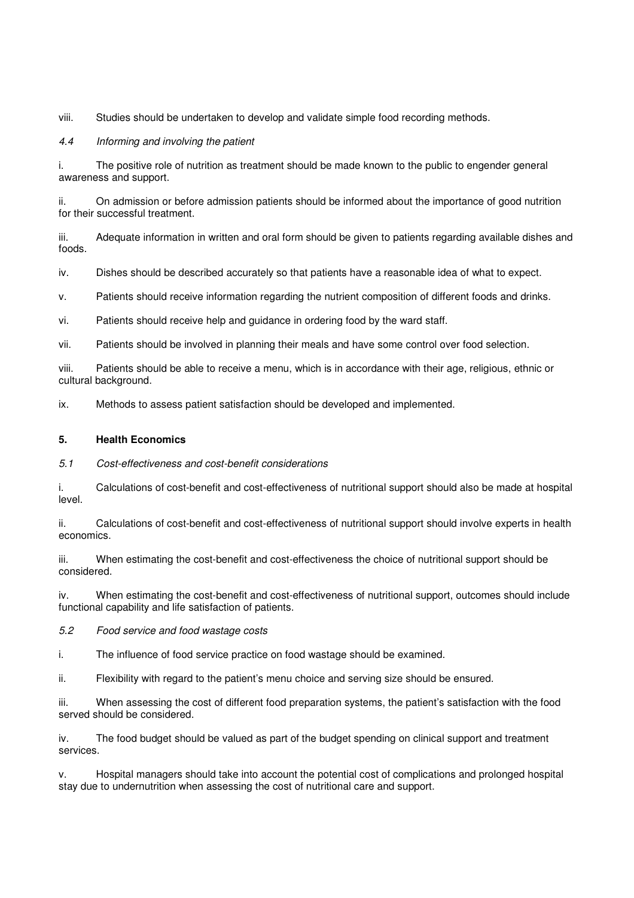viii. Studies should be undertaken to develop and validate simple food recording methods.

*4.4 Informing and involving the patient*

i. The positive role of nutrition as treatment should be made known to the public to engender general awareness and support.

ii. On admission or before admission patients should be informed about the importance of good nutrition for their successful treatment.

iii. Adequate information in written and oral form should be given to patients regarding available dishes and foods.

iv. Dishes should be described accurately so that patients have a reasonable idea of what to expect.

v. Patients should receive information regarding the nutrient composition of different foods and drinks.

vi. Patients should receive help and guidance in ordering food by the ward staff.

vii. Patients should be involved in planning their meals and have some control over food selection.

viii. Patients should be able to receive a menu, which is in accordance with their age, religious, ethnic or cultural background.

ix. Methods to assess patient satisfaction should be developed and implemented.

## 5. Health Economics

*5.1 Cost-effectiveness and cost-benefit considerations*

i. Calculations of cost-benefit and cost-effectiveness of nutritional support should also be made at hospital level.

ii. Calculations of cost-benefit and cost-effectiveness of nutritional support should involve experts in health economics.

iii. When estimating the cost-benefit and cost-effectiveness the choice of nutritional support should be considered.

iv. When estimating the cost-benefit and cost-effectiveness of nutritional support, outcomes should include functional capability and life satisfaction of patients.

*5.2 Food service and food wastage costs*

i. The influence of food service practice on food wastage should be examined.

ii. Flexibility with regard to the patient's menu choice and serving size should be ensured.

iii. When assessing the cost of different food preparation systems, the patient's satisfaction with the food served should be considered.

iv. The food budget should be valued as part of the budget spending on clinical support and treatment services.

v. Hospital managers should take into account the potential cost of complications and prolonged hospital stay due to undernutrition when assessing the cost of nutritional care and support.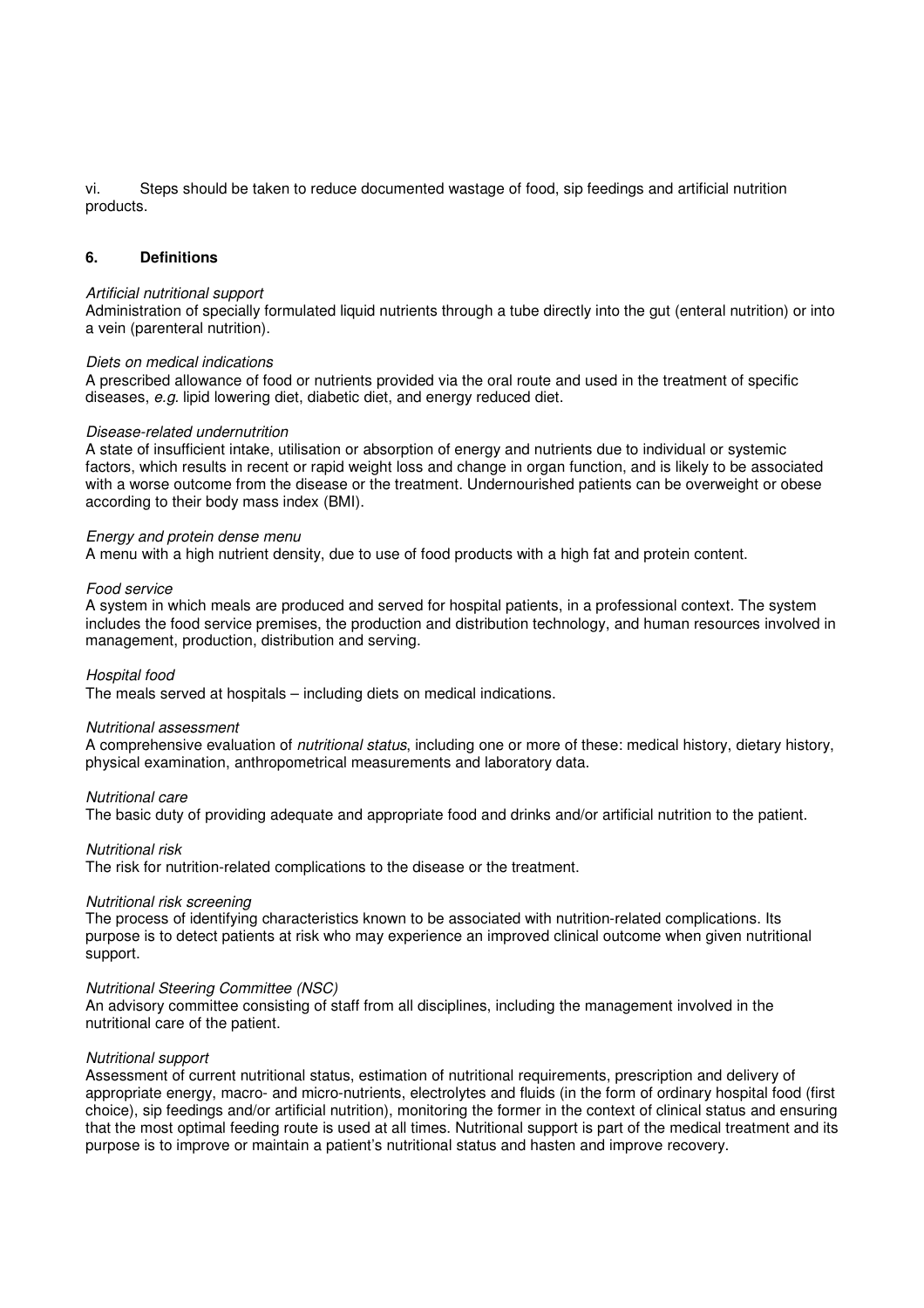vi. Steps should be taken to reduce documented wastage of food, sip feedings and artificial nutrition products.

## 6. Definitions

*Artificial nutritional support*
Administration of specially formulated liquid nutrients through a tube directly into the gut (enteral nutrition) or into a vein (parenteral nutrition).

*Diets on medical indications*
A prescribed allowance of food or nutrients provided via the oral route and used in the treatment of specific diseases, *e.g.* lipid lowering diet, diabetic diet, and energy reduced diet.

*Disease-related undernutrition*
A state of insufficient intake, utilisation or absorption of energy and nutrients due to individual or systemic factors, which results in recent or rapid weight loss and change in organ function, and is likely to be associated with a worse outcome from the disease or the treatment. Undernourished patients can be overweight or obese according to their body mass index (BMI).

*Energy and protein dense menu*
A menu with a high nutrient density, due to use of food products with a high fat and protein content.

*Food service*
A system in which meals are produced and served for hospital patients, in a professional context. The system includes the food service premises, the production and distribution technology, and human resources involved in management, production, distribution and serving.

*Hospital food*
The meals served at hospitals – including diets on medical indications.

*Nutritional assessment*
A comprehensive evaluation of *nutritional status*, including one or more of these: medical history, dietary history, physical examination, anthropometrical measurements and laboratory data.

*Nutritional care*
The basic duty of providing adequate and appropriate food and drinks and/or artificial nutrition to the patient.

*Nutritional risk*
The risk for nutrition-related complications to the disease or the treatment.

*Nutritional risk screening*
The process of identifying characteristics known to be associated with nutrition-related complications. Its purpose is to detect patients at risk who may experience an improved clinical outcome when given nutritional support.

*Nutritional Steering Committee (NSC)*
An advisory committee consisting of staff from all disciplines, including the management involved in the nutritional care of the patient.

*Nutritional support*
Assessment of current nutritional status, estimation of nutritional requirements, prescription and delivery of appropriate energy, macro- and micro-nutrients, electrolytes and fluids (in the form of ordinary hospital food (first choice), sip feedings and/or artificial nutrition), monitoring the former in the context of clinical status and ensuring that the most optimal feeding route is used at all times. Nutritional support is part of the medical treatment and its purpose is to improve or maintain a patient's nutritional status and hasten and improve recovery.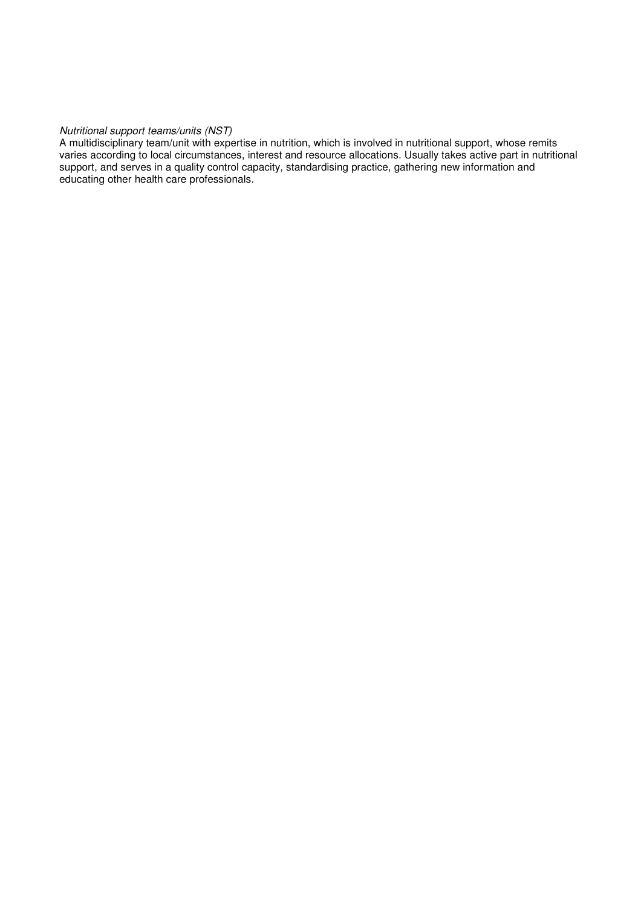*Nutritional support teams/units (NST)*
A multidisciplinary team/unit with expertise in nutrition, which is involved in nutritional support, whose remits varies according to local circumstances, interest and resource allocations. Usually takes active part in nutritional support, and serves in a quality control capacity, standardising practice, gathering new information and educating other health care professionals.